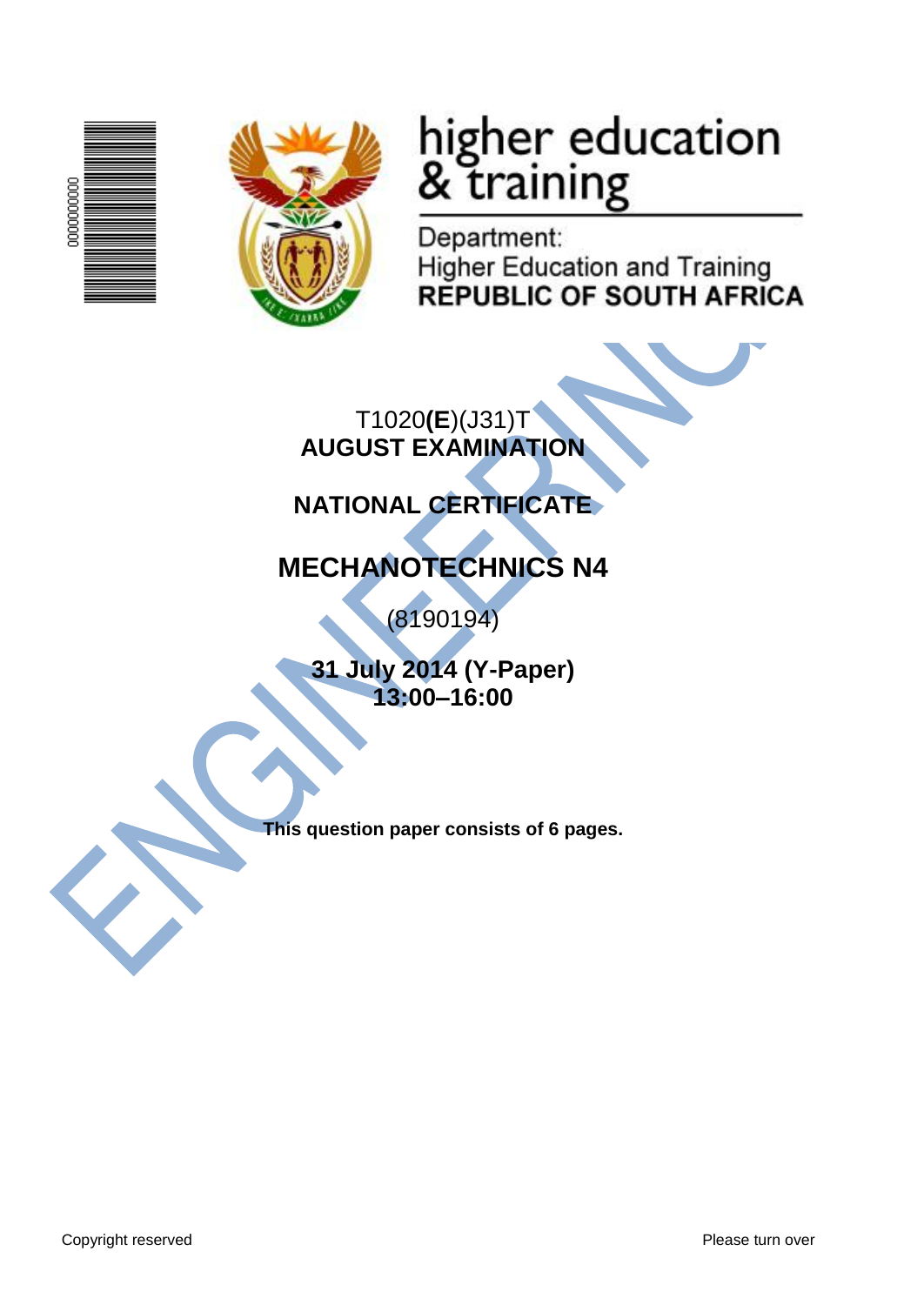higher education & training

Department:
Higher Education and Training
**REPUBLIC OF SOUTH AFRICA**

T1020**(E)**(J31)T
**AUGUST EXAMINATION**

**NATIONAL CERTIFICATE**

# MECHANOTECHNICS N4

(8190194)

**31 July 2014 (Y-Paper)**
**13:00–16:00**

**This question paper consists of 6 pages.**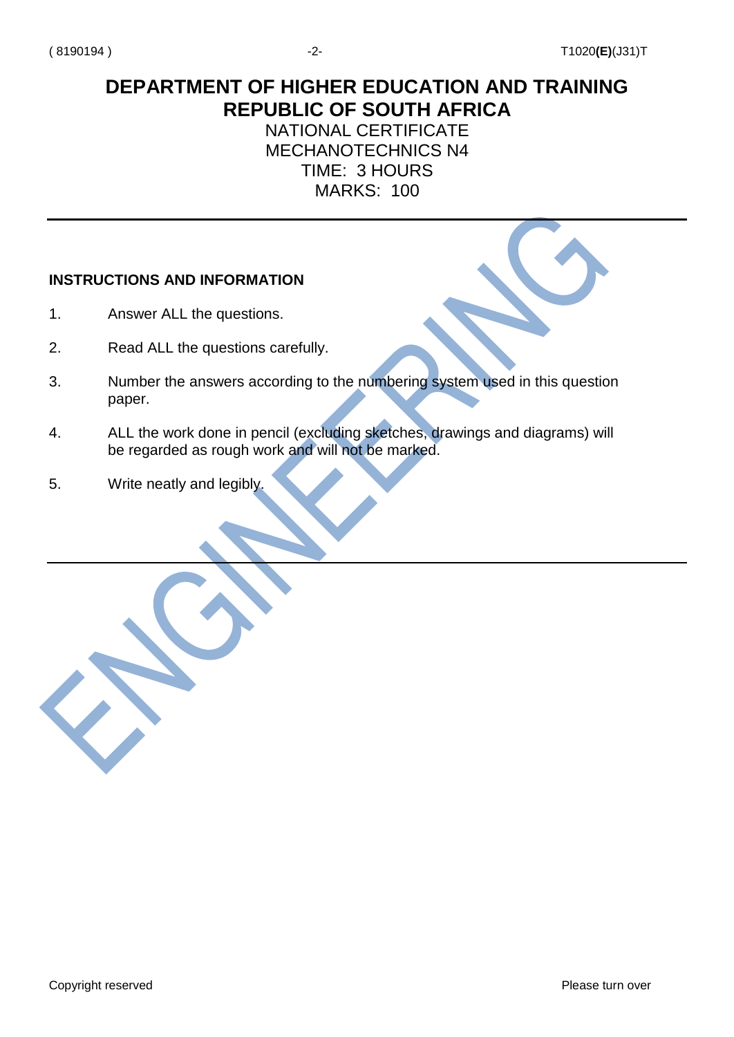# DEPARTMENT OF HIGHER EDUCATION AND TRAINING
# REPUBLIC OF SOUTH AFRICA

NATIONAL CERTIFICATE
MECHANOTECHNICS N4
TIME: 3 HOURS
MARKS: 100

---

**INSTRUCTIONS AND INFORMATION**

1. Answer ALL the questions.
2. Read ALL the questions carefully.
3. Number the answers according to the numbering system used in this question paper.
4. ALL the work done in pencil (excluding sketches, drawings and diagrams) will be regarded as rough work and will not be marked.
5. Write neatly and legibly.

---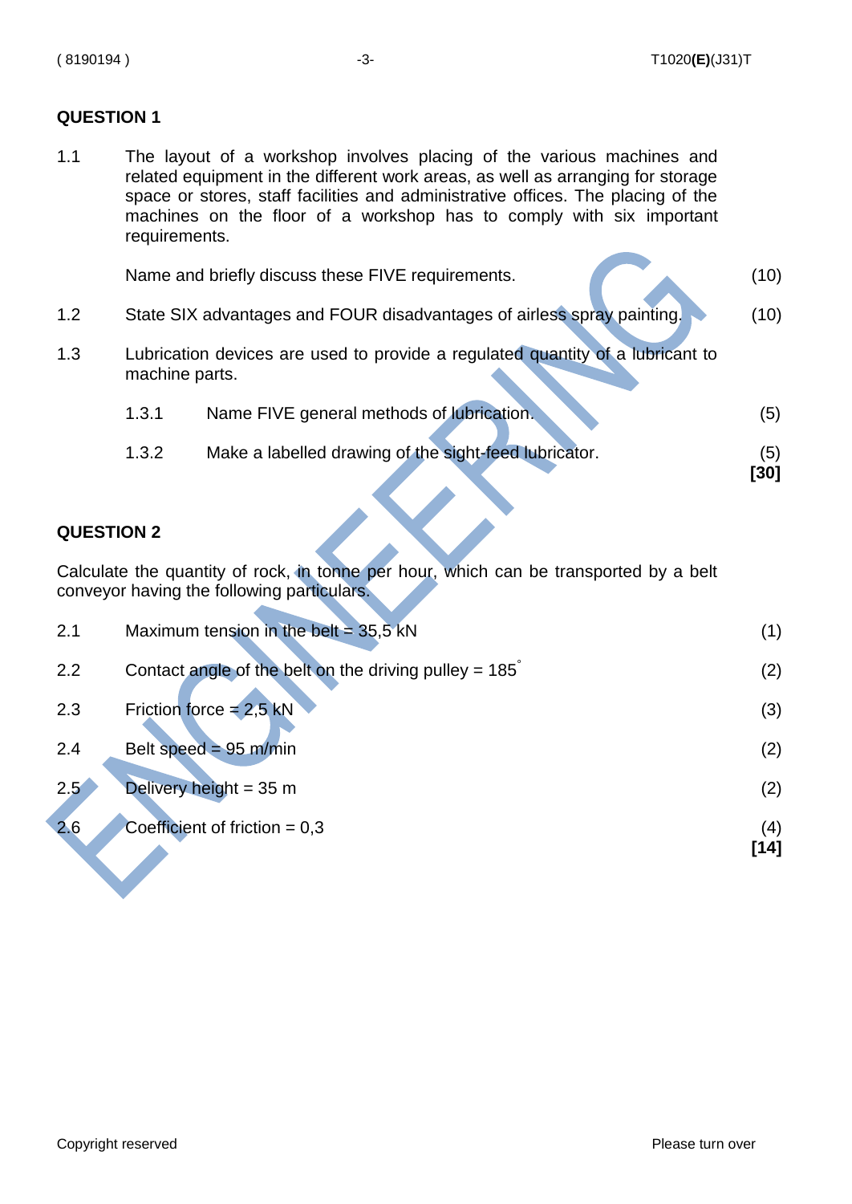## QUESTION 1

1.1 The layout of a workshop involves placing of the various machines and related equipment in the different work areas, as well as arranging for storage space or stores, staff facilities and administrative offices. The placing of the machines on the floor of a workshop has to comply with six important requirements.

Name and briefly discuss these FIVE requirements. (10)

1.2 State SIX advantages and FOUR disadvantages of airless spray painting. (10)

1.3 Lubrication devices are used to provide a regulated quantity of a lubricant to machine parts.

1.3.1 Name FIVE general methods of lubrication. (5)

1.3.2 Make a labelled drawing of the sight-feed lubricator. (5)

**[30]**

## QUESTION 2

Calculate the quantity of rock, in tonne per hour, which can be transported by a belt conveyor having the following particulars.

2.1 Maximum tension in the belt = 35,5 kN (1)

2.2 Contact angle of the belt on the driving pulley = 185° (2)

2.3 Friction force = 2,5 kN (3)

2.4 Belt speed = 95 m/min (2)

2.5 Delivery height = 35 m (2)

2.6 Coefficient of friction = 0,3 (4)

**[14]**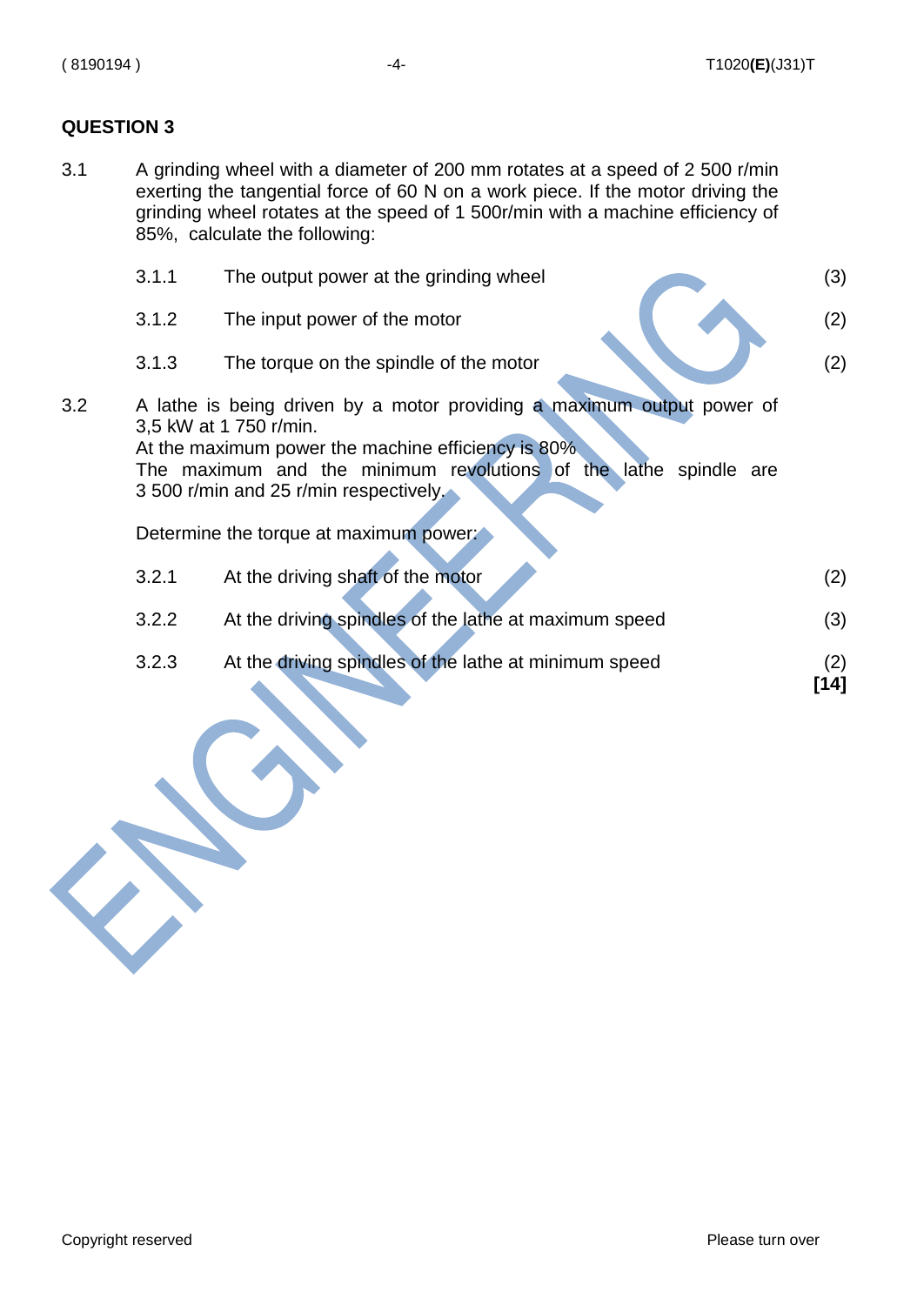## QUESTION 3

3.1 A grinding wheel with a diameter of 200 mm rotates at a speed of 2 500 r/min exerting the tangential force of 60 N on a work piece. If the motor driving the grinding wheel rotates at the speed of 1 500r/min with a machine efficiency of 85%, calculate the following:

3.1.1 The output power at the grinding wheel (3)

3.1.2 The input power of the motor (2)

3.1.3 The torque on the spindle of the motor (2)

3.2 A lathe is being driven by a motor providing a maximum output power of 3,5 kW at 1 750 r/min.
At the maximum power the machine efficiency is 80%
The maximum and the minimum revolutions of the lathe spindle are 3 500 r/min and 25 r/min respectively.

Determine the torque at maximum power:

3.2.1 At the driving shaft of the motor (2)

3.2.2 At the driving spindles of the lathe at maximum speed (3)

3.2.3 At the driving spindles of the lathe at minimum speed (2)

**[14]**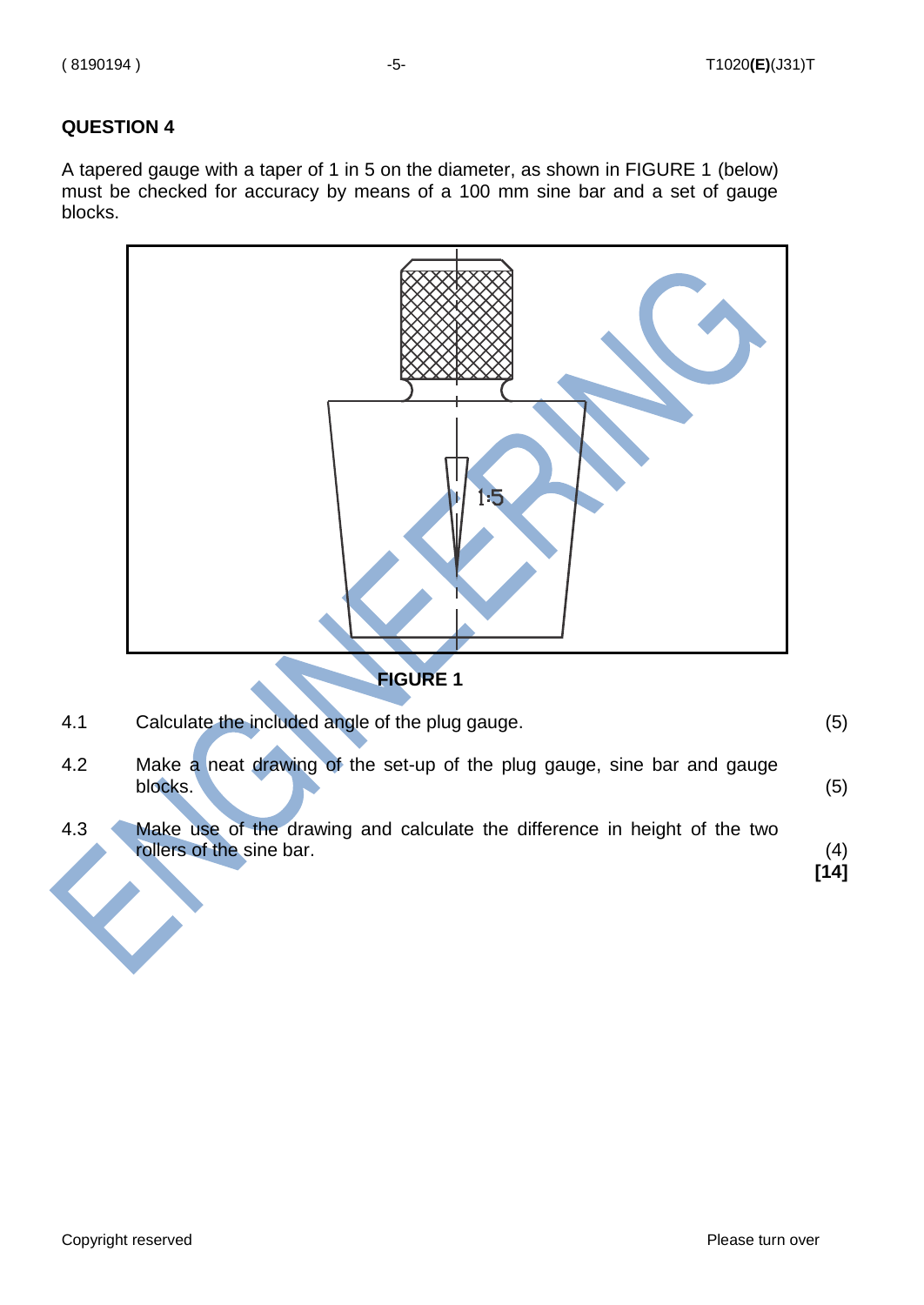## QUESTION 4

A tapered gauge with a taper of 1 in 5 on the diameter, as shown in FIGURE 1 (below) must be checked for accuracy by means of a 100 mm sine bar and a set of gauge blocks.

**FIGURE 1**

| | | |
|---|---|---|
| 4.1 | Calculate the included angle of the plug gauge. | (5) |
| 4.2 | Make a neat drawing of the set-up of the plug gauge, sine bar and gauge blocks. | (5) |
| 4.3 | Make use of the drawing and calculate the difference in height of the two rollers of the sine bar. | (4) |
| | | **[14]** |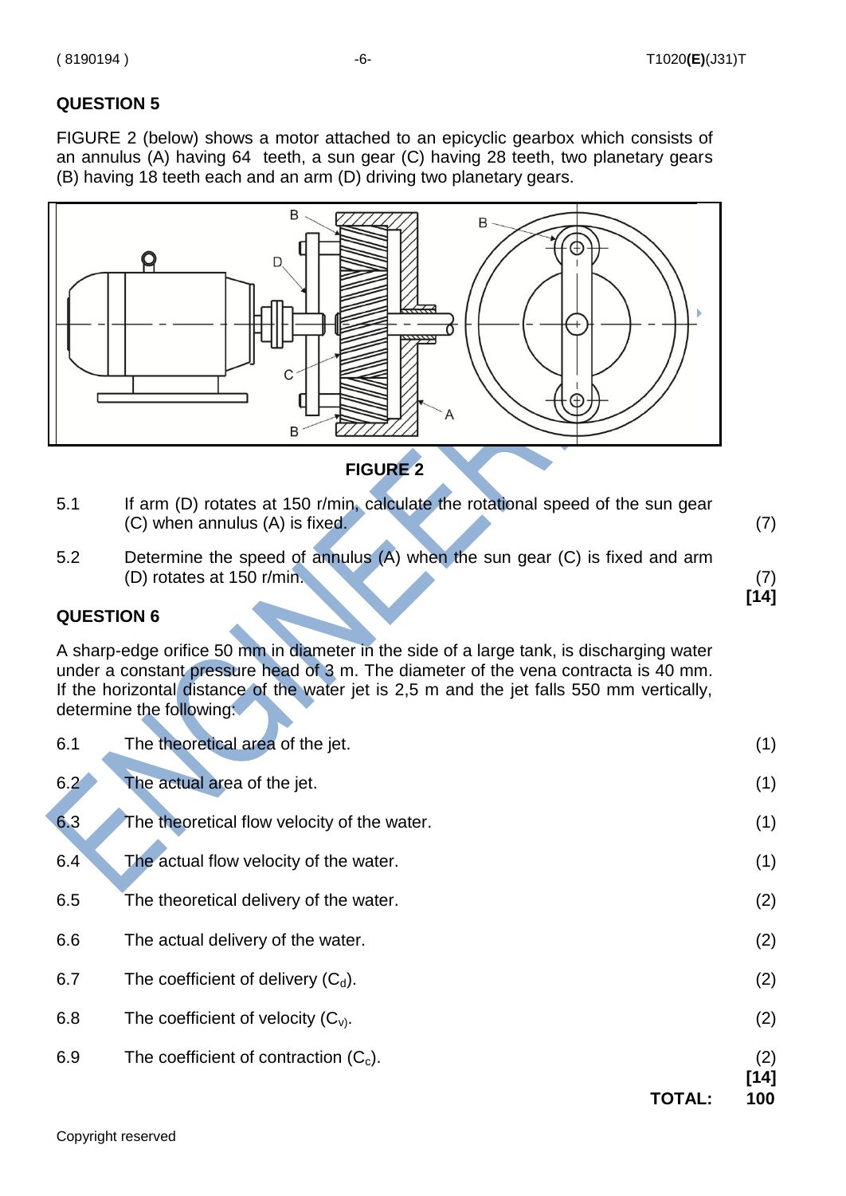## QUESTION 5

FIGURE 2 (below) shows a motor attached to an epicyclic gearbox which consists of an annulus (A) having 64 teeth, a sun gear (C) having 28 teeth, two planetary gears (B) having 18 teeth each and an arm (D) driving two planetary gears.

B

D

C

B

B

A

**FIGURE 2**

5.1 If arm (D) rotates at 150 r/min, calculate the rotational speed of the sun gear (C) when annulus (A) is fixed. (7)

5.2 Determine the speed of annulus (A) when the sun gear (C) is fixed and arm (D) rotates at 150 r/min. (7)

**[14]**

## QUESTION 6

A sharp-edge orifice 50 mm in diameter in the side of a large tank, is discharging water under a constant pressure head of 3 m. The diameter of the vena contracta is 40 mm. If the horizontal distance of the water jet is 2,5 m and the jet falls 550 mm vertically, determine the following:

6.1 The theoretical area of the jet. (1)

6.2 The actual area of the jet. (1)

6.3 The theoretical flow velocity of the water. (1)

6.4 The actual flow velocity of the water. (1)

6.5 The theoretical delivery of the water. (2)

6.6 The actual delivery of the water. (2)

6.7 The coefficient of delivery ($C_d$). (2)

6.8 The coefficient of velocity ($C_v$). (2)

6.9 The coefficient of contraction ($C_c$). (2)

**[14]**

**TOTAL: 100**

Copyright reserved